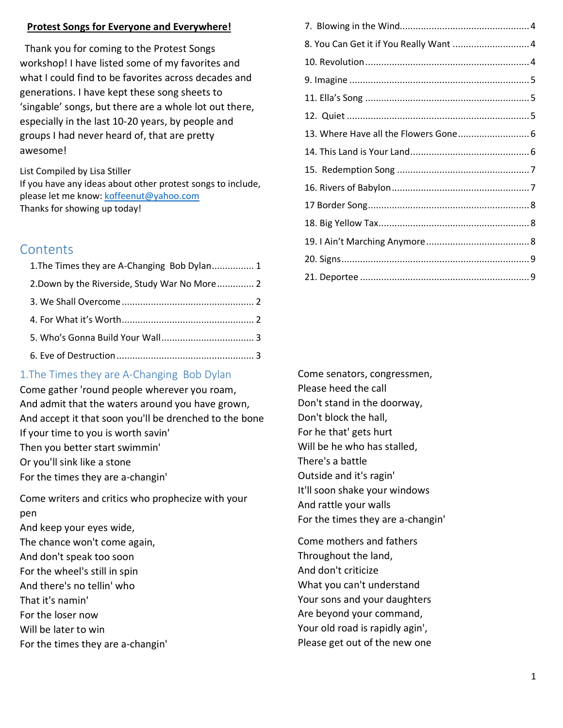**Protest Songs for Everyone and Everywhere!**

Thank you for coming to the Protest Songs workshop! I have listed some of my favorites and what I could find to be favorites across decades and generations. I have kept these song sheets to 'singable' songs, but there are a whole lot out there, especially in the last 10-20 years, by people and groups I had never heard of, that are pretty awesome!

List Compiled by Lisa Stiller
If you have any ideas about other protest songs to include, please let me know: koffeenut@yahoo.com
Thanks for showing up today!

## Contents

1.The Times they are A-Changing Bob Dylan ................ 1
2.Down by the Riverside, Study War No More ............. 2
3. We Shall Overcome ................................................. 2
4. For What it's Worth................................................. 2
5. Who's Gonna Build Your Wall ................................... 3
6. Eve of Destruction ................................................... 3
7. Blowing in the Wind................................................ 4
8. You Can Get it if You Really Want ............................ 4
10. Revolution ............................................................. 4
9. Imagine .................................................................. 5
11. Ella's Song ............................................................. 5
12. Quiet ..................................................................... 5
13. Where Have all the Flowers Gone........................... 6
14. This Land is Your Land............................................ 6
15. Redemption Song ................................................. 7
16. Rivers of Babylon ................................................... 7
17 Border Song............................................................ 8
18. Big Yellow Tax........................................................ 8
19. I Ain't Marching Anymore ...................................... 8
20. Signs...................................................................... 9
21. Deportee ............................................................... 9

## 1.The Times they are A-Changing Bob Dylan

Come gather 'round people wherever you roam,
And admit that the waters around you have grown,
And accept it that soon you'll be drenched to the bone
If your time to you is worth savin'
Then you better start swimmin'
Or you'll sink like a stone
For the times they are a-changin'

Come writers and critics who prophecize with your pen
And keep your eyes wide,
The chance won't come again,
And don't speak too soon
For the wheel's still in spin
And there's no tellin' who
That it's namin'
For the loser now
Will be later to win
For the times they are a-changin'

Come senators, congressmen,
Please heed the call
Don't stand in the doorway,
Don't block the hall,
For he that' gets hurt
Will be he who has stalled,
There's a battle
Outside and it's ragin'
It'll soon shake your windows
And rattle your walls
For the times they are a-changin'

Come mothers and fathers
Throughout the land,
And don't criticize
What you can't understand
Your sons and your daughters
Are beyond your command,
Your old road is rapidly agin',
Please get out of the new one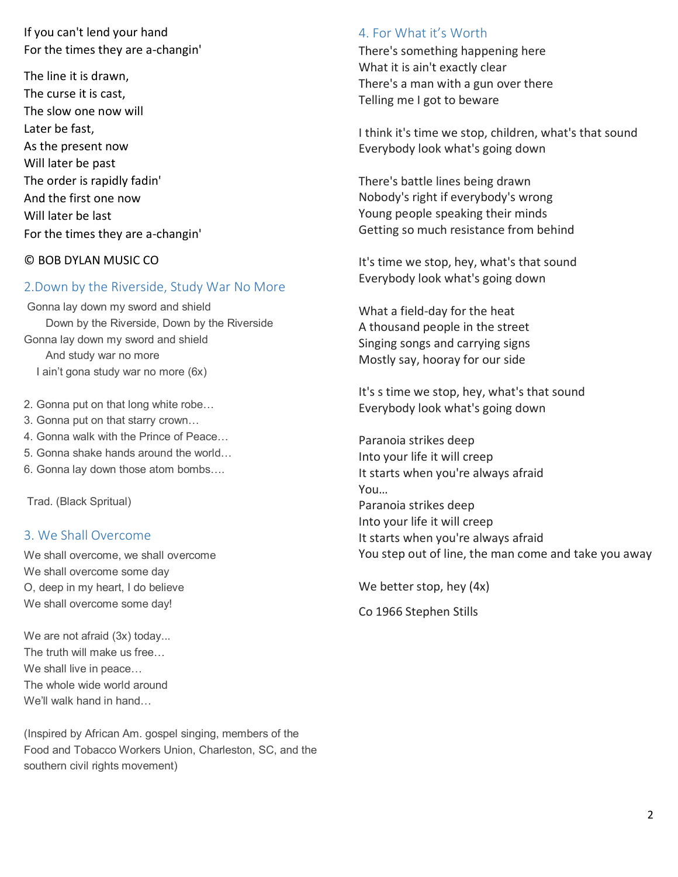If you can't lend your hand
For the times they are a-changin'

The line it is drawn,
The curse it is cast,
The slow one now will
Later be fast,
As the present now
Will later be past
The order is rapidly fadin'
And the first one now
Will later be last
For the times they are a-changin'

© BOB DYLAN MUSIC CO

## 2.Down by the Riverside, Study War No More

Gonna lay down my sword and shield
Down by the Riverside, Down by the Riverside
Gonna lay down my sword and shield
And study war no more
I ain't gona study war no more (6x)

2. Gonna put on that long white robe…
3. Gonna put on that starry crown…
4. Gonna walk with the Prince of Peace…
5. Gonna shake hands around the world…
6. Gonna lay down those atom bombs….

Trad. (Black Spritual)

## 3. We Shall Overcome

We shall overcome, we shall overcome
We shall overcome some day
O, deep in my heart, I do believe
We shall overcome some day!

We are not afraid (3x) today...
The truth will make us free…
We shall live in peace…
The whole wide world around
We'll walk hand in hand…

(Inspired by African Am. gospel singing, members of the Food and Tobacco Workers Union, Charleston, SC, and the southern civil rights movement)

## 4. For What it's Worth

There's something happening here
What it is ain't exactly clear
There's a man with a gun over there
Telling me I got to beware

I think it's time we stop, children, what's that sound
Everybody look what's going down

There's battle lines being drawn
Nobody's right if everybody's wrong
Young people speaking their minds
Getting so much resistance from behind

It's time we stop, hey, what's that sound
Everybody look what's going down

What a field-day for the heat
A thousand people in the street
Singing songs and carrying signs
Mostly say, hooray for our side

It's s time we stop, hey, what's that sound
Everybody look what's going down

Paranoia strikes deep
Into your life it will creep
It starts when you're always afraid
You…
Paranoia strikes deep
Into your life it will creep
It starts when you're always afraid
You step out of line, the man come and take you away

We better stop, hey (4x)

Co 1966 Stephen Stills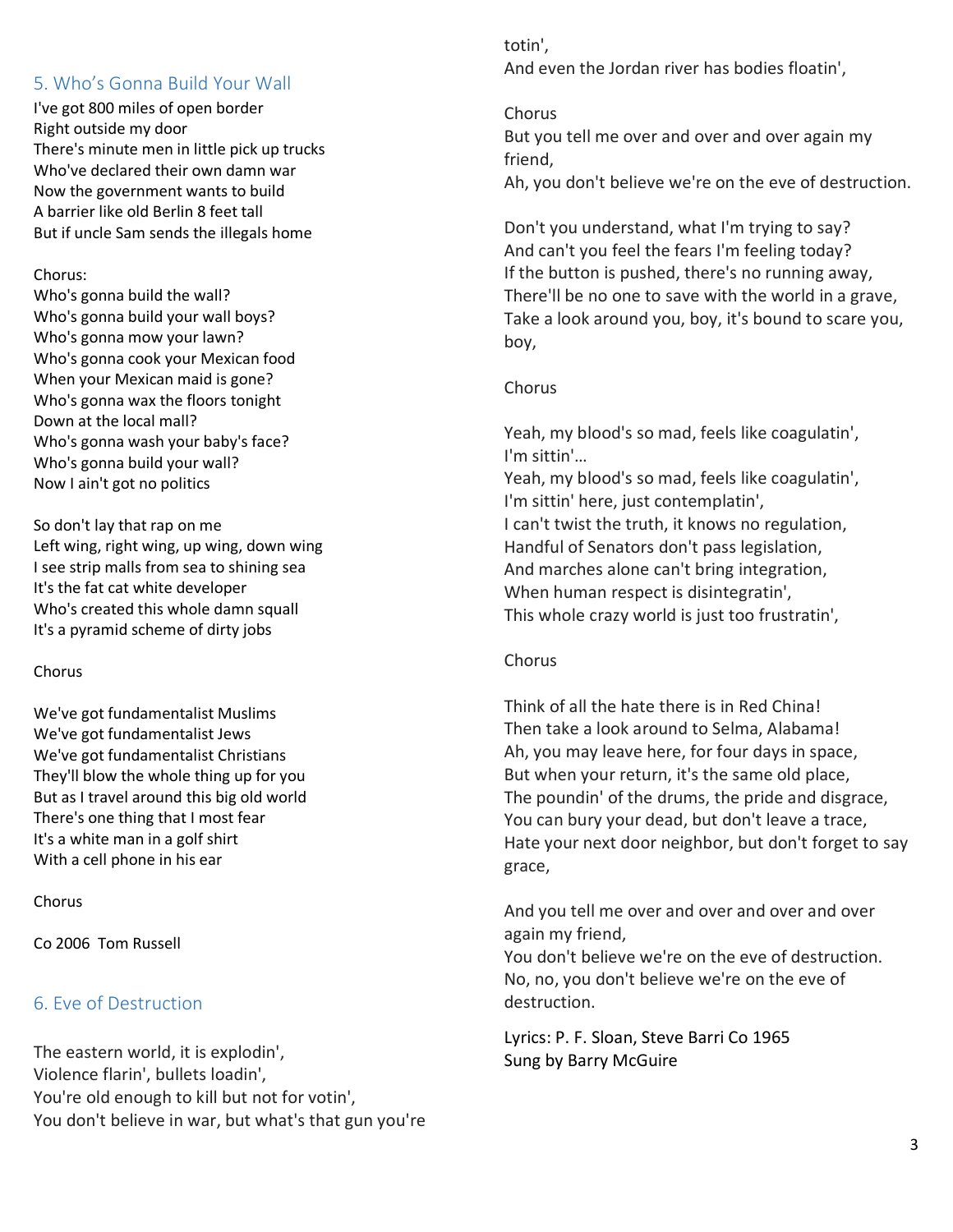## 5. Who's Gonna Build Your Wall

I've got 800 miles of open border
Right outside my door
There's minute men in little pick up trucks
Who've declared their own damn war
Now the government wants to build
A barrier like old Berlin 8 feet tall
But if uncle Sam sends the illegals home

Chorus:
Who's gonna build the wall?
Who's gonna build your wall boys?
Who's gonna mow your lawn?
Who's gonna cook your Mexican food
When your Mexican maid is gone?
Who's gonna wax the floors tonight
Down at the local mall?
Who's gonna wash your baby's face?
Who's gonna build your wall?
Now I ain't got no politics

So don't lay that rap on me
Left wing, right wing, up wing, down wing
I see strip malls from sea to shining sea
It's the fat cat white developer
Who's created this whole damn squall
It's a pyramid scheme of dirty jobs

Chorus

We've got fundamentalist Muslims
We've got fundamentalist Jews
We've got fundamentalist Christians
They'll blow the whole thing up for you
But as I travel around this big old world
There's one thing that I most fear
It's a white man in a golf shirt
With a cell phone in his ear

Chorus

Co 2006 Tom Russell

## 6. Eve of Destruction

The eastern world, it is explodin',
Violence flarin', bullets loadin',
You're old enough to kill but not for votin',
You don't believe in war, but what's that gun you're totin',
And even the Jordan river has bodies floatin',

Chorus
But you tell me over and over and over again my friend,
Ah, you don't believe we're on the eve of destruction.

Don't you understand, what I'm trying to say?
And can't you feel the fears I'm feeling today?
If the button is pushed, there's no running away,
There'll be no one to save with the world in a grave,
Take a look around you, boy, it's bound to scare you, boy,

Chorus

Yeah, my blood's so mad, feels like coagulatin',
I'm sittin'…
Yeah, my blood's so mad, feels like coagulatin',
I'm sittin' here, just contemplatin',
I can't twist the truth, it knows no regulation,
Handful of Senators don't pass legislation,
And marches alone can't bring integration,
When human respect is disintegratin',
This whole crazy world is just too frustratin',

Chorus

Think of all the hate there is in Red China!
Then take a look around to Selma, Alabama!
Ah, you may leave here, for four days in space,
But when your return, it's the same old place,
The poundin' of the drums, the pride and disgrace,
You can bury your dead, but don't leave a trace,
Hate your next door neighbor, but don't forget to say grace,

And you tell me over and over and over and over again my friend,
You don't believe we're on the eve of destruction.
No, no, you don't believe we're on the eve of destruction.

Lyrics: P. F. Sloan, Steve Barri Co 1965
Sung by Barry McGuire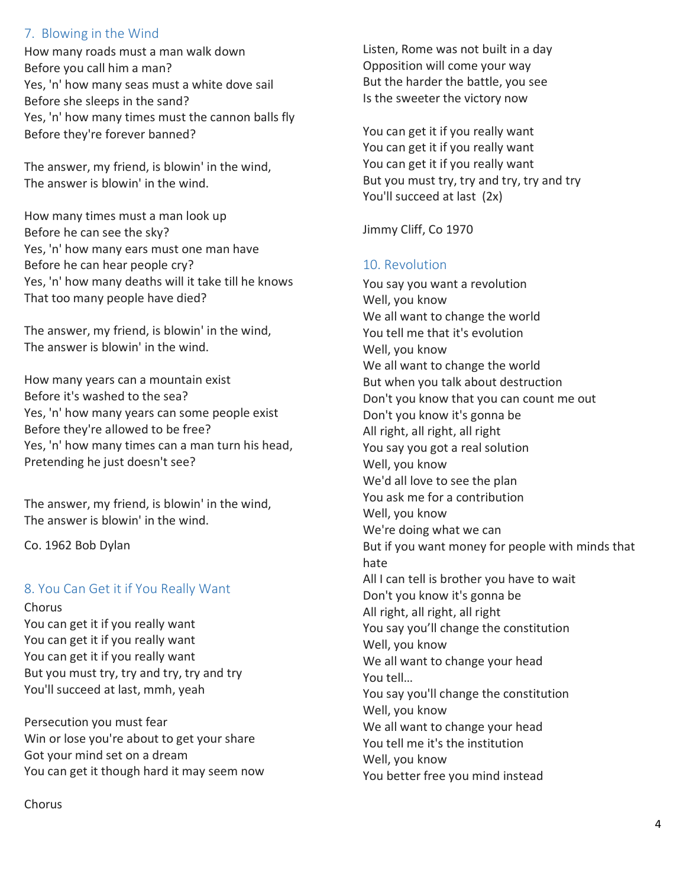## 7. Blowing in the Wind

How many roads must a man walk down
Before you call him a man?
Yes, 'n' how many seas must a white dove sail
Before she sleeps in the sand?
Yes, 'n' how many times must the cannon balls fly
Before they're forever banned?

The answer, my friend, is blowin' in the wind,
The answer is blowin' in the wind.

How many times must a man look up
Before he can see the sky?
Yes, 'n' how many ears must one man have
Before he can hear people cry?
Yes, 'n' how many deaths will it take till he knows
That too many people have died?

The answer, my friend, is blowin' in the wind,
The answer is blowin' in the wind.

How many years can a mountain exist
Before it's washed to the sea?
Yes, 'n' how many years can some people exist
Before they're allowed to be free?
Yes, 'n' how many times can a man turn his head,
Pretending he just doesn't see?

The answer, my friend, is blowin' in the wind,
The answer is blowin' in the wind.

Co. 1962 Bob Dylan

## 8. You Can Get it if You Really Want

Chorus
You can get it if you really want
You can get it if you really want
You can get it if you really want
But you must try, try and try, try and try
You'll succeed at last, mmh, yeah

Persecution you must fear
Win or lose you're about to get your share
Got your mind set on a dream
You can get it though hard it may seem now

Chorus

Listen, Rome was not built in a day
Opposition will come your way
But the harder the battle, you see
Is the sweeter the victory now

You can get it if you really want
You can get it if you really want
You can get it if you really want
But you must try, try and try, try and try
You'll succeed at last (2x)

Jimmy Cliff, Co 1970

## 10. Revolution

You say you want a revolution
Well, you know
We all want to change the world
You tell me that it's evolution
Well, you know
We all want to change the world
But when you talk about destruction
Don't you know that you can count me out
Don't you know it's gonna be
All right, all right, all right
You say you got a real solution
Well, you know
We'd all love to see the plan
You ask me for a contribution
Well, you know
We're doing what we can
But if you want money for people with minds that hate
All I can tell is brother you have to wait
Don't you know it's gonna be
All right, all right, all right
You say you'll change the constitution
Well, you know
We all want to change your head
You tell…
You say you'll change the constitution
Well, you know
We all want to change your head
You tell me it's the institution
Well, you know
You better free you mind instead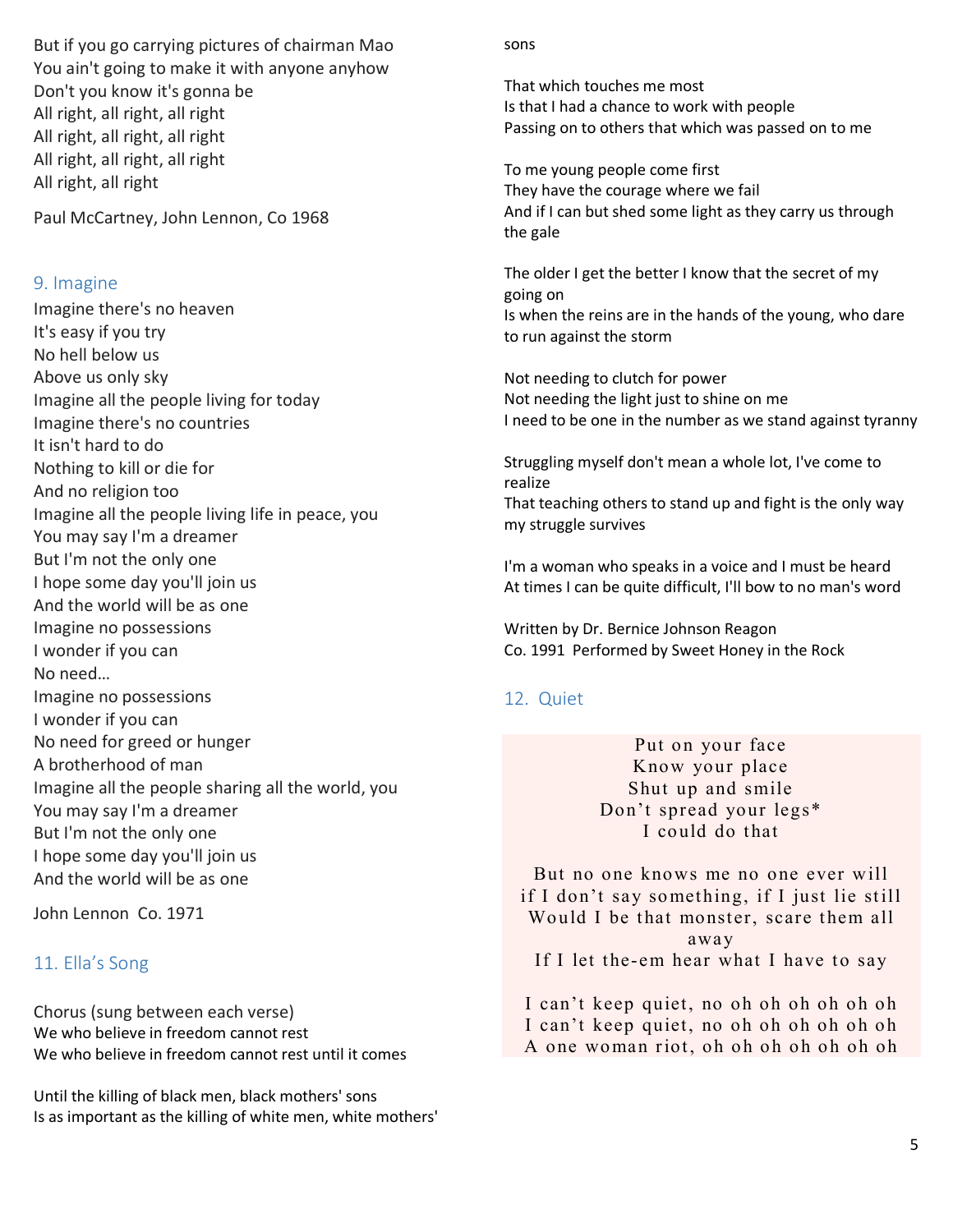But if you go carrying pictures of chairman Mao
You ain't going to make it with anyone anyhow
Don't you know it's gonna be
All right, all right, all right
All right, all right, all right
All right, all right, all right
All right, all right

Paul McCartney, John Lennon, Co 1968

## 9. Imagine

Imagine there's no heaven
It's easy if you try
No hell below us
Above us only sky
Imagine all the people living for today
Imagine there's no countries
It isn't hard to do
Nothing to kill or die for
And no religion too
Imagine all the people living life in peace, you
You may say I'm a dreamer
But I'm not the only one
I hope some day you'll join us
And the world will be as one
Imagine no possessions
I wonder if you can
No need…
Imagine no possessions
I wonder if you can
No need for greed or hunger
A brotherhood of man
Imagine all the people sharing all the world, you
You may say I'm a dreamer
But I'm not the only one
I hope some day you'll join us
And the world will be as one

John Lennon Co. 1971

## 11. Ella's Song

Chorus (sung between each verse)
We who believe in freedom cannot rest
We who believe in freedom cannot rest until it comes

Until the killing of black men, black mothers' sons
Is as important as the killing of white men, white mothers' sons

That which touches me most
Is that I had a chance to work with people
Passing on to others that which was passed on to me

To me young people come first
They have the courage where we fail
And if I can but shed some light as they carry us through the gale

The older I get the better I know that the secret of my going on
Is when the reins are in the hands of the young, who dare to run against the storm

Not needing to clutch for power
Not needing the light just to shine on me
I need to be one in the number as we stand against tyranny

Struggling myself don't mean a whole lot, I've come to realize
That teaching others to stand up and fight is the only way my struggle survives

I'm a woman who speaks in a voice and I must be heard
At times I can be quite difficult, I'll bow to no man's word

Written by Dr. Bernice Johnson Reagon
Co. 1991 Performed by Sweet Honey in the Rock

## 12. Quiet

Put on your face
Know your place
Shut up and smile
Don't spread your legs*
I could do that

But no one knows me no one ever will
if I don't say something, if I just lie still
Would I be that monster, scare them all away
If I let the-em hear what I have to say

I can't keep quiet, no oh oh oh oh oh oh
I can't keep quiet, no oh oh oh oh oh oh
A one woman riot, oh oh oh oh oh oh oh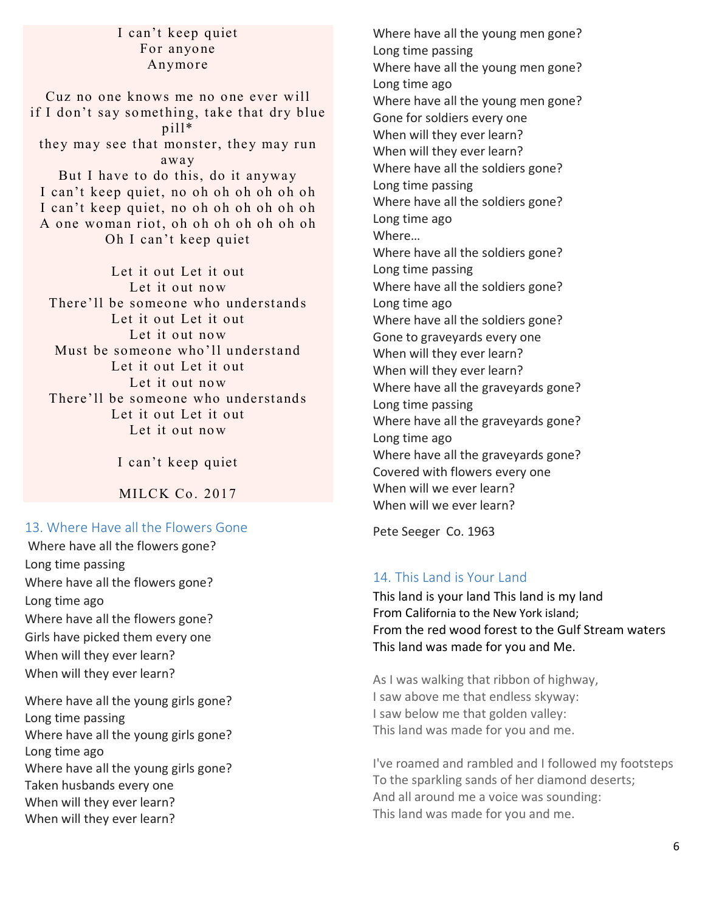I can't keep quiet
For anyone
Anymore

Cuz no one knows me no one ever will
if I don't say something, take that dry blue pill*
they may see that monster, they may run away
But I have to do this, do it anyway
I can't keep quiet, no oh oh oh oh oh oh
I can't keep quiet, no oh oh oh oh oh oh
A one woman riot, oh oh oh oh oh oh oh
Oh I can't keep quiet

Let it out Let it out
Let it out now
There'll be someone who understands
Let it out Let it out
Let it out now
Must be someone who'll understand
Let it out Let it out
Let it out now
There'll be someone who understands
Let it out Let it out
Let it out now

I can't keep quiet

MILCK Co. 2017

## 13. Where Have all the Flowers Gone

Where have all the flowers gone?
Long time passing
Where have all the flowers gone?
Long time ago
Where have all the flowers gone?
Girls have picked them every one
When will they ever learn?
When will they ever learn?

Where have all the young girls gone?
Long time passing
Where have all the young girls gone?
Long time ago
Where have all the young girls gone?
Taken husbands every one
When will they ever learn?
When will they ever learn?

Where have all the young men gone?
Long time passing
Where have all the young men gone?
Long time ago
Where have all the young men gone?
Gone for soldiers every one
When will they ever learn?
When will they ever learn?
Where have all the soldiers gone?
Long time passing
Where have all the soldiers gone?
Long time ago
Where…
Where have all the soldiers gone?
Long time passing
Where have all the soldiers gone?
Long time ago
Where have all the soldiers gone?
Gone to graveyards every one
When will they ever learn?
When will they ever learn?
Where have all the graveyards gone?
Long time passing
Where have all the graveyards gone?
Long time ago
Where have all the graveyards gone?
Covered with flowers every one
When will we ever learn?
When will we ever learn?

Pete Seeger Co. 1963

## 14. This Land is Your Land

This land is your land This land is my land
From California to the New York island;
From the red wood forest to the Gulf Stream waters
This land was made for you and Me.

As I was walking that ribbon of highway,
I saw above me that endless skyway:
I saw below me that golden valley:
This land was made for you and me.

I've roamed and rambled and I followed my footsteps
To the sparkling sands of her diamond deserts;
And all around me a voice was sounding:
This land was made for you and me.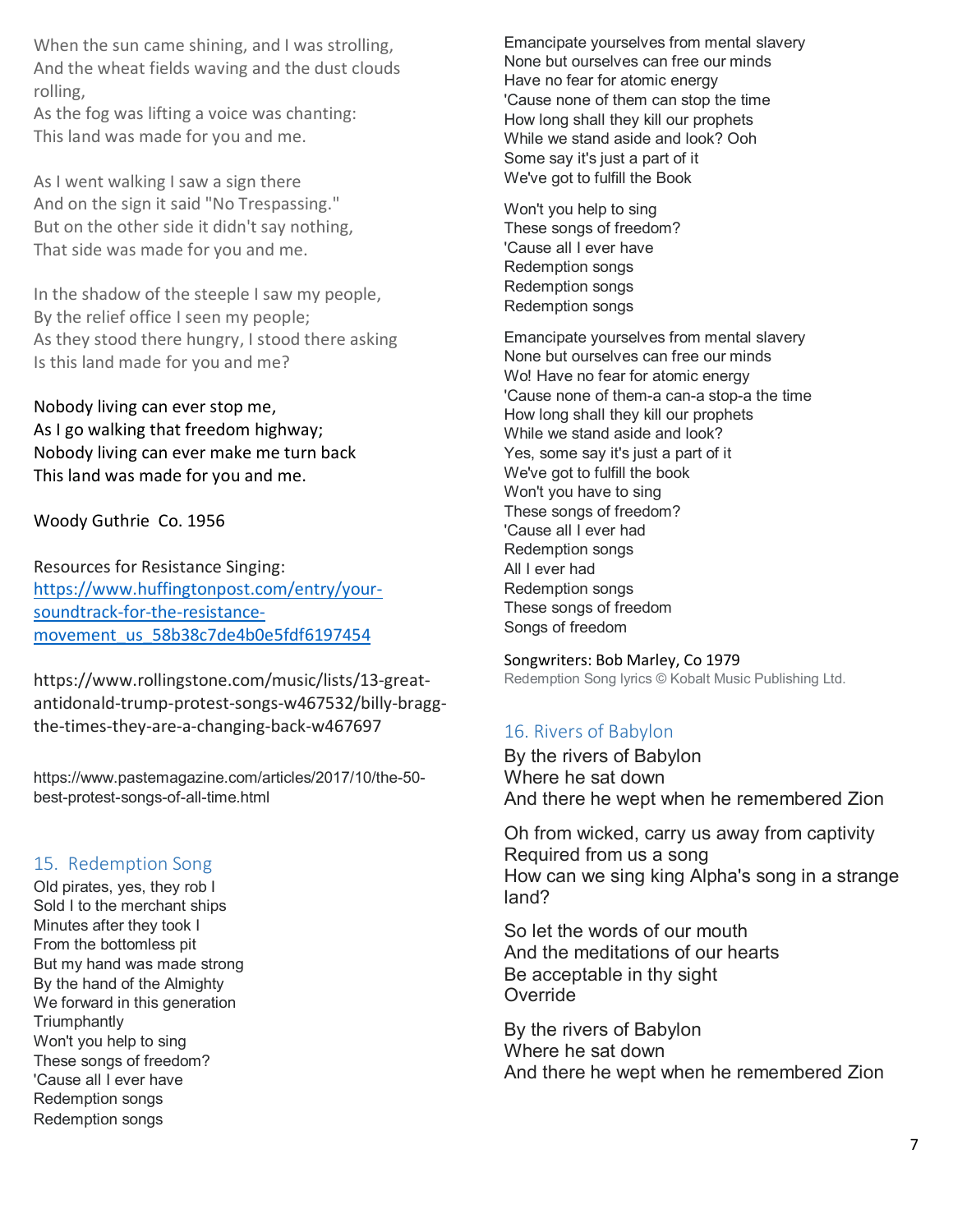When the sun came shining, and I was strolling,
And the wheat fields waving and the dust clouds rolling,
As the fog was lifting a voice was chanting:
This land was made for you and me.

As I went walking I saw a sign there
And on the sign it said "No Trespassing."
But on the other side it didn't say nothing,
That side was made for you and me.

In the shadow of the steeple I saw my people,
By the relief office I seen my people;
As they stood there hungry, I stood there asking
Is this land made for you and me?

Nobody living can ever stop me,
As I go walking that freedom highway;
Nobody living can ever make me turn back
This land was made for you and me.

Woody Guthrie Co. 1956

Resources for Resistance Singing:
[https://www.huffingtonpost.com/entry/your-soundtrack-for-the-resistance-movement_us_58b38c7de4b0e5fdf6197454](https://www.huffingtonpost.com/entry/your-soundtrack-for-the-resistance-movement_us_58b38c7de4b0e5fdf6197454)

https://www.rollingstone.com/music/lists/13-great-antidonald-trump-protest-songs-w467532/billy-bragg-the-times-they-are-a-changing-back-w467697

https://www.pastemagazine.com/articles/2017/10/the-50-best-protest-songs-of-all-time.html

## 15. Redemption Song

Old pirates, yes, they rob I
Sold I to the merchant ships
Minutes after they took I
From the bottomless pit
But my hand was made strong
By the hand of the Almighty
We forward in this generation
Triumphantly
Won't you help to sing
These songs of freedom?
'Cause all I ever have
Redemption songs
Redemption songs

Emancipate yourselves from mental slavery
None but ourselves can free our minds
Have no fear for atomic energy
'Cause none of them can stop the time
How long shall they kill our prophets
While we stand aside and look? Ooh
Some say it's just a part of it
We've got to fulfill the Book

Won't you help to sing
These songs of freedom?
'Cause all I ever have
Redemption songs
Redemption songs
Redemption songs

Emancipate yourselves from mental slavery
None but ourselves can free our minds
Wo! Have no fear for atomic energy
'Cause none of them-a can-a stop-a the time
How long shall they kill our prophets
While we stand aside and look?
Yes, some say it's just a part of it
We've got to fulfill the book
Won't you have to sing
These songs of freedom?
'Cause all I ever had
Redemption songs
All I ever had
Redemption songs
These songs of freedom
Songs of freedom

Songwriters: Bob Marley, Co 1979
Redemption Song lyrics © Kobalt Music Publishing Ltd.

## 16. Rivers of Babylon

By the rivers of Babylon
Where he sat down
And there he wept when he remembered Zion

Oh from wicked, carry us away from captivity
Required from us a song
How can we sing king Alpha's song in a strange land?

So let the words of our mouth
And the meditations of our hearts
Be acceptable in thy sight
Override

By the rivers of Babylon
Where he sat down
And there he wept when he remembered Zion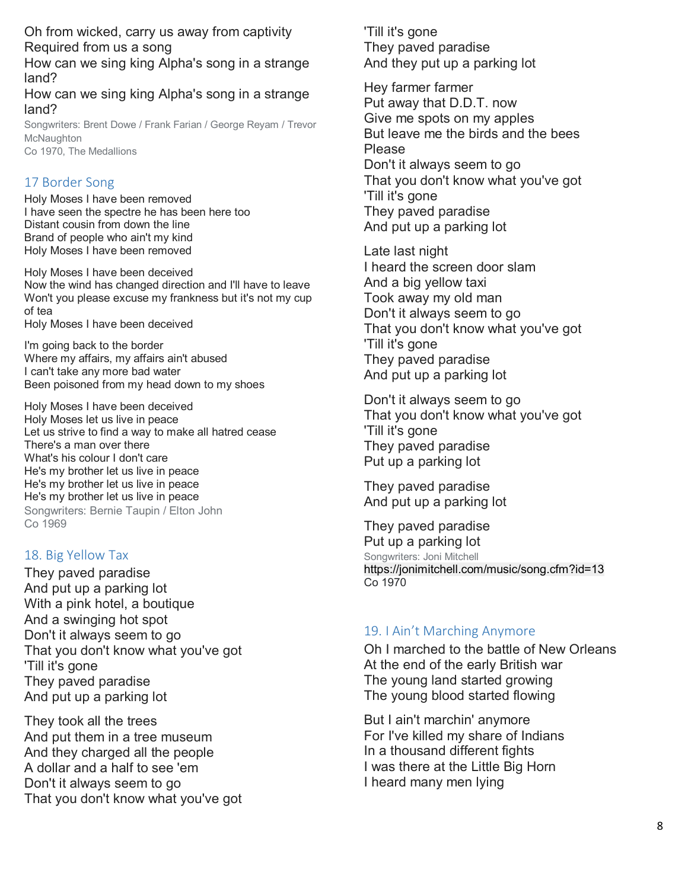Oh from wicked, carry us away from captivity
Required from us a song
How can we sing king Alpha's song in a strange land?
How can we sing king Alpha's song in a strange land?

Songwriters: Brent Dowe / Frank Farian / George Reyam / Trevor McNaughton
Co 1970, The Medallions

## 17 Border Song

Holy Moses I have been removed
I have seen the spectre he has been here too
Distant cousin from down the line
Brand of people who ain't my kind
Holy Moses I have been removed

Holy Moses I have been deceived
Now the wind has changed direction and I'll have to leave
Won't you please excuse my frankness but it's not my cup of tea
Holy Moses I have been deceived

I'm going back to the border
Where my affairs, my affairs ain't abused
I can't take any more bad water
Been poisoned from my head down to my shoes

Holy Moses I have been deceived
Holy Moses let us live in peace
Let us strive to find a way to make all hatred cease
There's a man over there
What's his colour I don't care
He's my brother let us live in peace
He's my brother let us live in peace
He's my brother let us live in peace

Songwriters: Bernie Taupin / Elton John
Co 1969

## 18. Big Yellow Tax

They paved paradise
And put up a parking lot
With a pink hotel, a boutique
And a swinging hot spot
Don't it always seem to go
That you don't know what you've got
'Till it's gone
They paved paradise
And put up a parking lot

They took all the trees
And put them in a tree museum
And they charged all the people
A dollar and a half to see 'em
Don't it always seem to go
That you don't know what you've got
'Till it's gone
They paved paradise
And they put up a parking lot

Hey farmer farmer
Put away that D.D.T. now
Give me spots on my apples
But leave me the birds and the bees
Please
Don't it always seem to go
That you don't know what you've got
'Till it's gone
They paved paradise
And put up a parking lot

Late last night
I heard the screen door slam
And a big yellow taxi
Took away my old man
Don't it always seem to go
That you don't know what you've got
'Till it's gone
They paved paradise
And put up a parking lot

Don't it always seem to go
That you don't know what you've got
'Till it's gone
They paved paradise
Put up a parking lot

They paved paradise
And put up a parking lot

They paved paradise
Put up a parking lot

Songwriters: Joni Mitchell
https://jonimitchell.com/music/song.cfm?id=13
Co 1970

## 19. I Ain't Marching Anymore

Oh I marched to the battle of New Orleans
At the end of the early British war
The young land started growing
The young blood started flowing

But I ain't marchin' anymore
For I've killed my share of Indians
In a thousand different fights
I was there at the Little Big Horn
I heard many men lying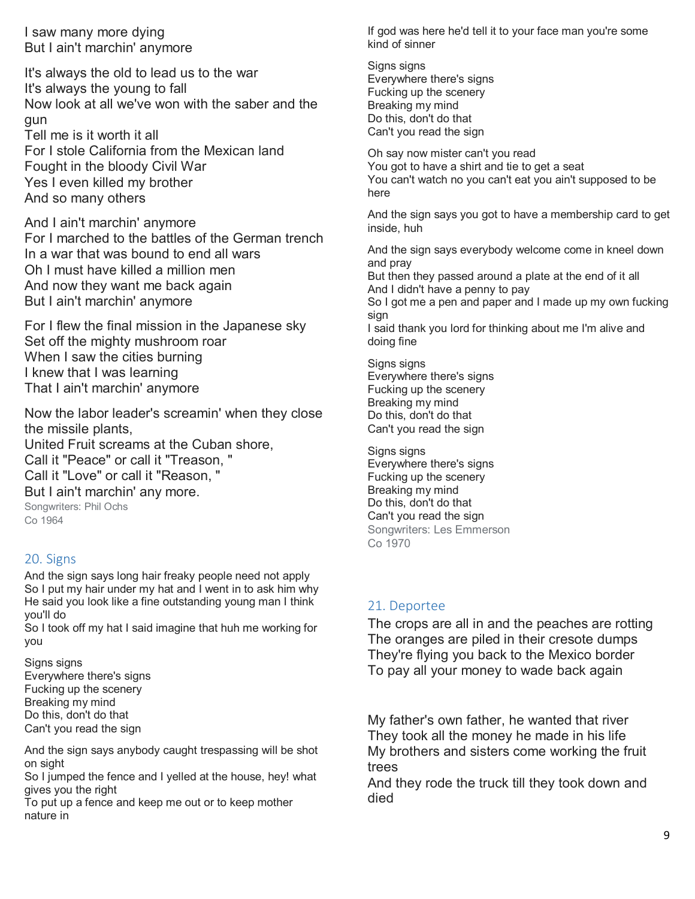I saw many more dying
But I ain't marchin' anymore

It's always the old to lead us to the war
It's always the young to fall
Now look at all we've won with the saber and the gun
Tell me is it worth it all
For I stole California from the Mexican land
Fought in the bloody Civil War
Yes I even killed my brother
And so many others

And I ain't marchin' anymore
For I marched to the battles of the German trench
In a war that was bound to end all wars
Oh I must have killed a million men
And now they want me back again
But I ain't marchin' anymore

For I flew the final mission in the Japanese sky
Set off the mighty mushroom roar
When I saw the cities burning
I knew that I was learning
That I ain't marchin' anymore

Now the labor leader's screamin' when they close the missile plants,
United Fruit screams at the Cuban shore,
Call it "Peace" or call it "Treason, "
Call it "Love" or call it "Reason, "
But I ain't marchin' any more.

Songwriters: Phil Ochs
Co 1964

## 20. Signs

And the sign says long hair freaky people need not apply
So I put my hair under my hat and I went in to ask him why
He said you look like a fine outstanding young man I think you'll do
So I took off my hat I said imagine that huh me working for you

Signs signs
Everywhere there's signs
Fucking up the scenery
Breaking my mind
Do this, don't do that
Can't you read the sign

And the sign says anybody caught trespassing will be shot on sight
So I jumped the fence and I yelled at the house, hey! what gives you the right
To put up a fence and keep me out or to keep mother nature in
If god was here he'd tell it to your face man you're some kind of sinner

Signs signs
Everywhere there's signs
Fucking up the scenery
Breaking my mind
Do this, don't do that
Can't you read the sign

Oh say now mister can't you read
You got to have a shirt and tie to get a seat
You can't watch no you can't eat you ain't supposed to be here

And the sign says you got to have a membership card to get inside, huh

And the sign says everybody welcome come in kneel down and pray
But then they passed around a plate at the end of it all
And I didn't have a penny to pay
So I got me a pen and paper and I made up my own fucking sign
I said thank you lord for thinking about me I'm alive and doing fine

Signs signs
Everywhere there's signs
Fucking up the scenery
Breaking my mind
Do this, don't do that
Can't you read the sign

Signs signs
Everywhere there's signs
Fucking up the scenery
Breaking my mind
Do this, don't do that
Can't you read the sign

Songwriters: Les Emmerson
Co 1970

## 21. Deportee

The crops are all in and the peaches are rotting
The oranges are piled in their cresote dumps
They're flying you back to the Mexico border
To pay all your money to wade back again

My father's own father, he wanted that river
They took all the money he made in his life
My brothers and sisters come working the fruit trees
And they rode the truck till they took down and died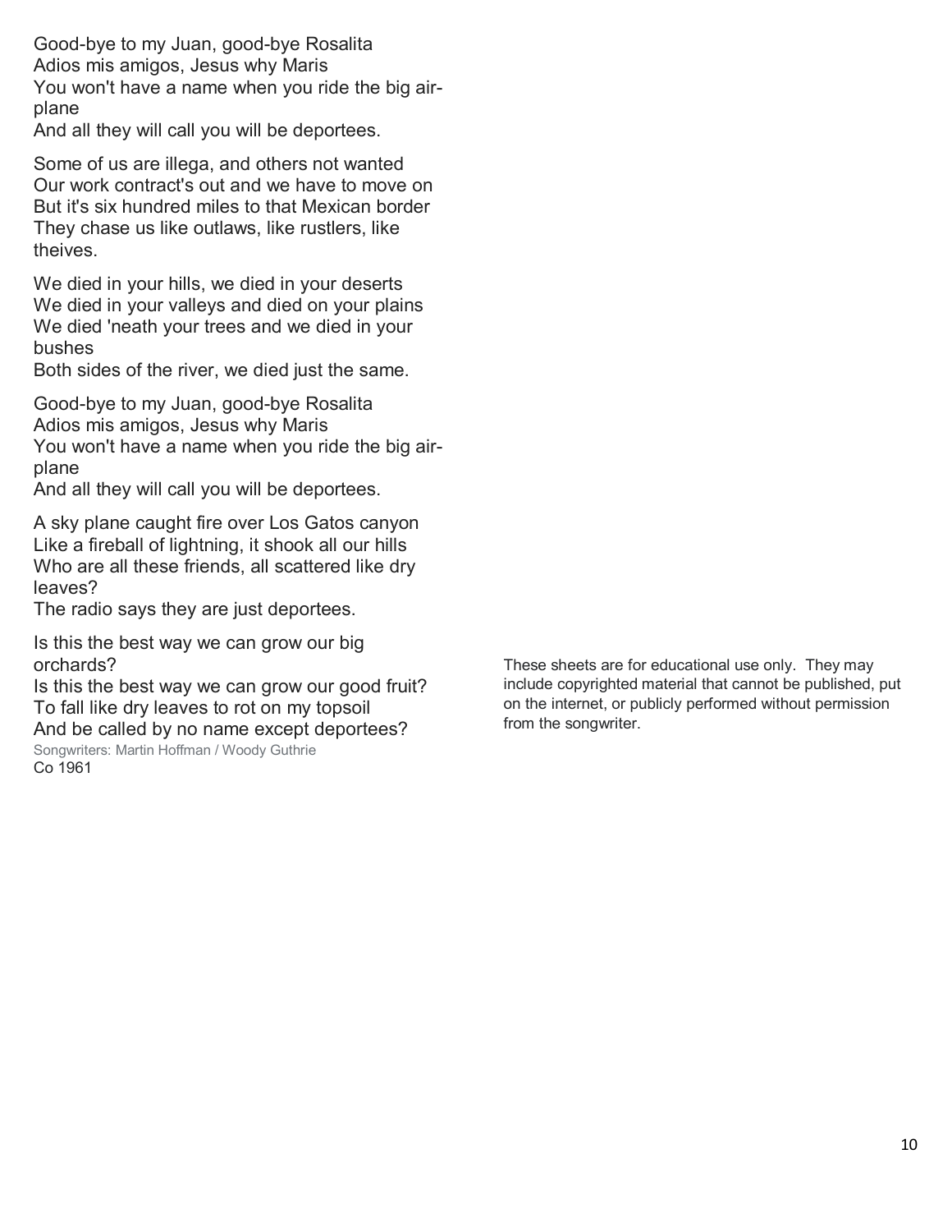Good-bye to my Juan, good-bye Rosalita
Adios mis amigos, Jesus why Maris
You won't have a name when you ride the big air-plane
And all they will call you will be deportees.

Some of us are illega, and others not wanted
Our work contract's out and we have to move on
But it's six hundred miles to that Mexican border
They chase us like outlaws, like rustlers, like theives.

We died in your hills, we died in your deserts
We died in your valleys and died on your plains
We died 'neath your trees and we died in your bushes
Both sides of the river, we died just the same.

Good-bye to my Juan, good-bye Rosalita
Adios mis amigos, Jesus why Maris
You won't have a name when you ride the big air-plane
And all they will call you will be deportees.

A sky plane caught fire over Los Gatos canyon
Like a fireball of lightning, it shook all our hills
Who are all these friends, all scattered like dry leaves?
The radio says they are just deportees.

Is this the best way we can grow our big orchards?
Is this the best way we can grow our good fruit?
To fall like dry leaves to rot on my topsoil
And be called by no name except deportees?

Songwriters: Martin Hoffman / Woody Guthrie
Co 1961

These sheets are for educational use only. They may include copyrighted material that cannot be published, put on the internet, or publicly performed without permission from the songwriter.